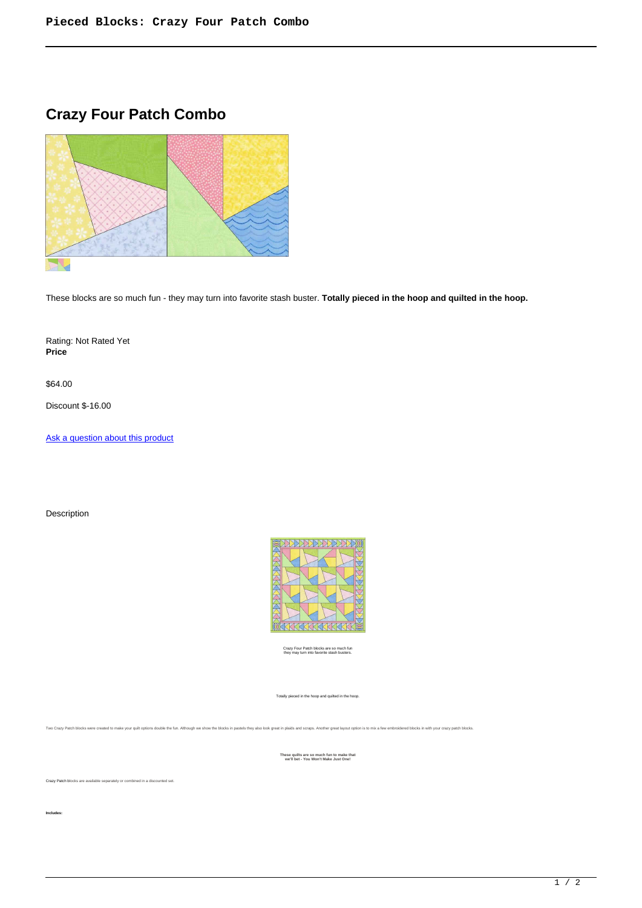# Crazy Four Patch Combo

These blocks are so much fun - they may turn into favorite stash buster. **Totally pieced in the hoop and quilted in the hoop.**

Rating: Not Rated Yet
**Price**

$64.00

Discount $-16.00

[Ask a question about this product]

Description

Crazy Four Patch blocks are so much fun
they may turn into favorite stash busters.

Totally pieced in the hoop and quilted in the hoop.

Two Crazy Patch blocks were created to make your quilt options double the fun. Although we show the blocks in pastels they also look great in plaids and scraps. Another great layout option is to mix a few embroidered blocks in with your crazy patch blocks.

**These quilts are so much fun to make that
we'll bet - You Won't Make Just One!**

Crazy Patch blocks are available separately or combined in a discounted set.

**Includes:**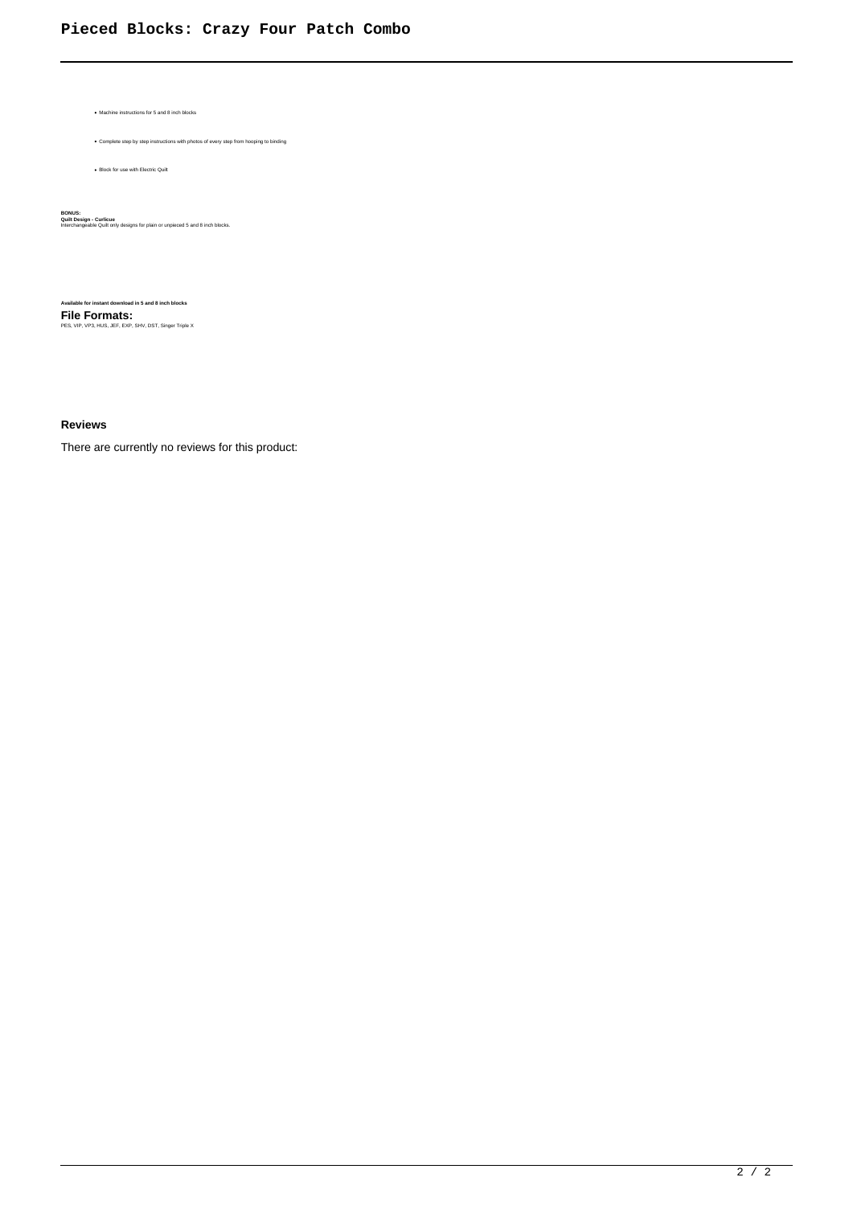- Machine instructions for 5 and 8 inch blocks
- Complete step by step instructions with photos of every step from hooping to binding
- Block for use with Electric Quilt

**BONUS:**
**Quilt Design - Curlicue**
Interchangeable Quilt only designs for plain or unpieced 5 and 8 inch blocks.

**Available for instant download in 5 and 8 inch blocks**

**File Formats:**
PES, VIP, VP3, HUS, JEF, EXP, SHV, DST, Singer Triple X

**Reviews**

There are currently no reviews for this product: